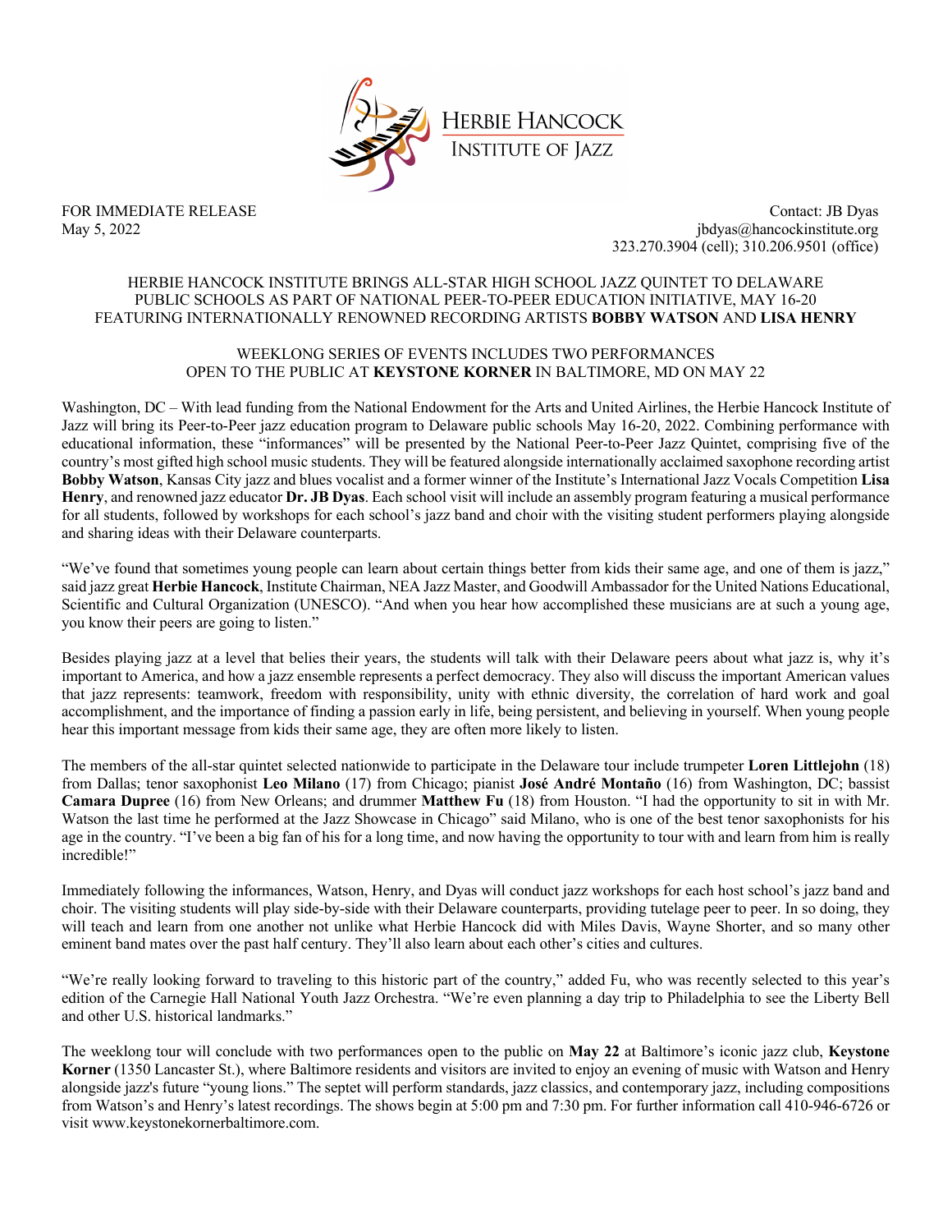HERBIE HANCOCK INSTITUTE OF JAZZ

FOR IMMEDIATE RELEASE
May 5, 2022

Contact: JB Dyas
jbdyas@hancockinstitute.org
323.270.3904 (cell); 310.206.9501 (office)

HERBIE HANCOCK INSTITUTE BRINGS ALL-STAR HIGH SCHOOL JAZZ QUINTET TO DELAWARE PUBLIC SCHOOLS AS PART OF NATIONAL PEER-TO-PEER EDUCATION INITIATIVE, MAY 16-20 FEATURING INTERNATIONALLY RENOWNED RECORDING ARTISTS **BOBBY WATSON** AND **LISA HENRY**

WEEKLONG SERIES OF EVENTS INCLUDES TWO PERFORMANCES OPEN TO THE PUBLIC AT **KEYSTONE KORNER** IN BALTIMORE, MD ON MAY 22

Washington, DC – With lead funding from the National Endowment for the Arts and United Airlines, the Herbie Hancock Institute of Jazz will bring its Peer-to-Peer jazz education program to Delaware public schools May 16-20, 2022. Combining performance with educational information, these "informances" will be presented by the National Peer-to-Peer Jazz Quintet, comprising five of the country's most gifted high school music students. They will be featured alongside internationally acclaimed saxophone recording artist **Bobby Watson**, Kansas City jazz and blues vocalist and a former winner of the Institute's International Jazz Vocals Competition **Lisa Henry**, and renowned jazz educator **Dr. JB Dyas**. Each school visit will include an assembly program featuring a musical performance for all students, followed by workshops for each school's jazz band and choir with the visiting student performers playing alongside and sharing ideas with their Delaware counterparts.

"We've found that sometimes young people can learn about certain things better from kids their same age, and one of them is jazz," said jazz great **Herbie Hancock**, Institute Chairman, NEA Jazz Master, and Goodwill Ambassador for the United Nations Educational, Scientific and Cultural Organization (UNESCO). "And when you hear how accomplished these musicians are at such a young age, you know their peers are going to listen."

Besides playing jazz at a level that belies their years, the students will talk with their Delaware peers about what jazz is, why it's important to America, and how a jazz ensemble represents a perfect democracy. They also will discuss the important American values that jazz represents: teamwork, freedom with responsibility, unity with ethnic diversity, the correlation of hard work and goal accomplishment, and the importance of finding a passion early in life, being persistent, and believing in yourself. When young people hear this important message from kids their same age, they are often more likely to listen.

The members of the all-star quintet selected nationwide to participate in the Delaware tour include trumpeter **Loren Littlejohn** (18) from Dallas; tenor saxophonist **Leo Milano** (17) from Chicago; pianist **José André Montaño** (16) from Washington, DC; bassist **Camara Dupree** (16) from New Orleans; and drummer **Matthew Fu** (18) from Houston. "I had the opportunity to sit in with Mr. Watson the last time he performed at the Jazz Showcase in Chicago" said Milano, who is one of the best tenor saxophonists for his age in the country. "I've been a big fan of his for a long time, and now having the opportunity to tour with and learn from him is really incredible!"

Immediately following the informances, Watson, Henry, and Dyas will conduct jazz workshops for each host school's jazz band and choir. The visiting students will play side-by-side with their Delaware counterparts, providing tutelage peer to peer. In so doing, they will teach and learn from one another not unlike what Herbie Hancock did with Miles Davis, Wayne Shorter, and so many other eminent band mates over the past half century. They'll also learn about each other's cities and cultures.

"We're really looking forward to traveling to this historic part of the country," added Fu, who was recently selected to this year's edition of the Carnegie Hall National Youth Jazz Orchestra. "We're even planning a day trip to Philadelphia to see the Liberty Bell and other U.S. historical landmarks."

The weeklong tour will conclude with two performances open to the public on **May 22** at Baltimore's iconic jazz club, **Keystone Korner** (1350 Lancaster St.), where Baltimore residents and visitors are invited to enjoy an evening of music with Watson and Henry alongside jazz's future "young lions." The septet will perform standards, jazz classics, and contemporary jazz, including compositions from Watson's and Henry's latest recordings. The shows begin at 5:00 pm and 7:30 pm. For further information call 410-946-6726 or visit www.keystonekornerbaltimore.com.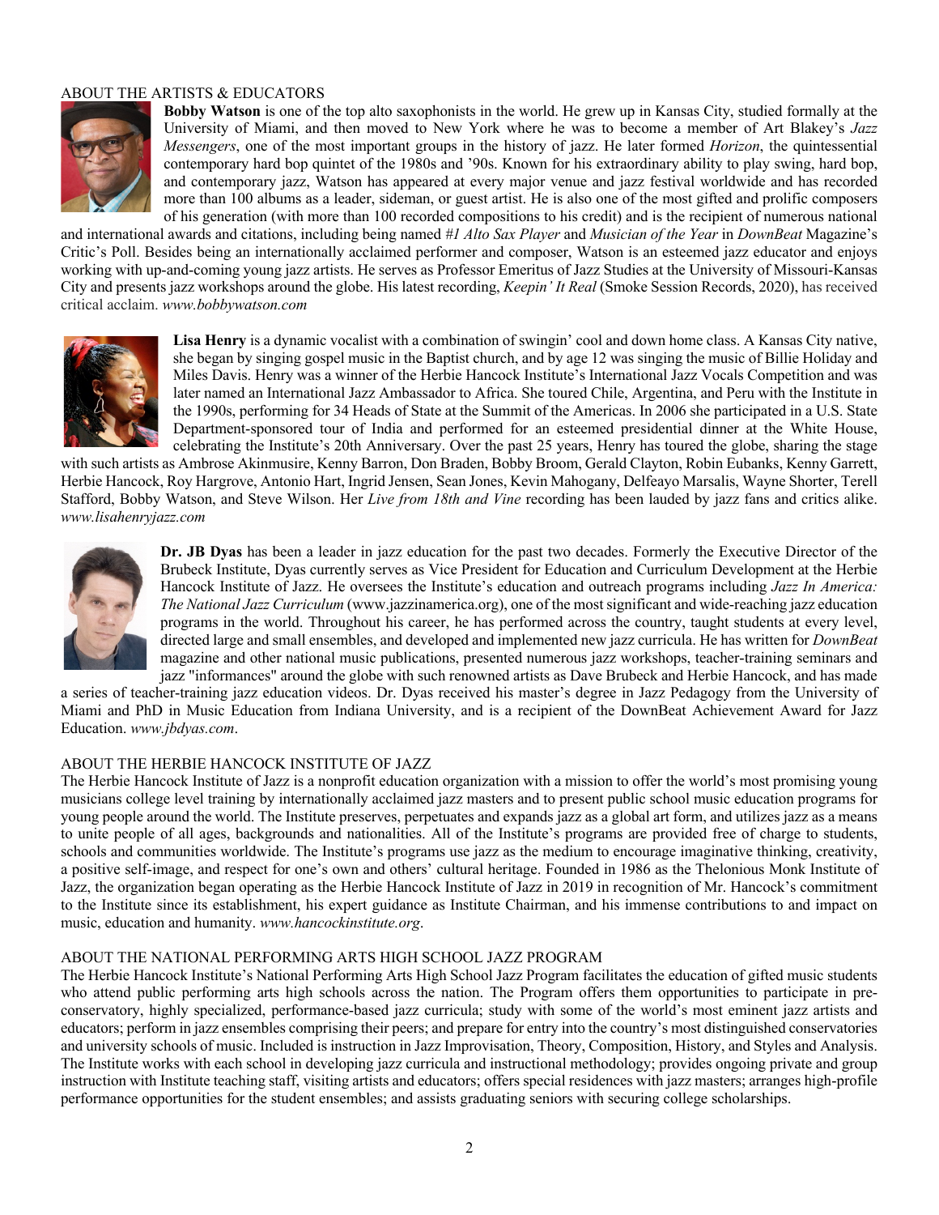## ABOUT THE ARTISTS & EDUCATORS

**Bobby Watson** is one of the top alto saxophonists in the world. He grew up in Kansas City, studied formally at the University of Miami, and then moved to New York where he was to become a member of Art Blakey's *Jazz Messengers*, one of the most important groups in the history of jazz. He later formed *Horizon*, the quintessential contemporary hard bop quintet of the 1980s and '90s. Known for his extraordinary ability to play swing, hard bop, and contemporary jazz, Watson has appeared at every major venue and jazz festival worldwide and has recorded more than 100 albums as a leader, sideman, or guest artist. He is also one of the most gifted and prolific composers of his generation (with more than 100 recorded compositions to his credit) and is the recipient of numerous national and international awards and citations, including being named *#1 Alto Sax Player* and *Musician of the Year* in *DownBeat* Magazine's Critic's Poll. Besides being an internationally acclaimed performer and composer, Watson is an esteemed jazz educator and enjoys working with up-and-coming young jazz artists. He serves as Professor Emeritus of Jazz Studies at the University of Missouri-Kansas City and presents jazz workshops around the globe. His latest recording, *Keepin' It Real* (Smoke Session Records, 2020), has received critical acclaim. *www.bobbywatson.com*

**Lisa Henry** is a dynamic vocalist with a combination of swingin' cool and down home class. A Kansas City native, she began by singing gospel music in the Baptist church, and by age 12 was singing the music of Billie Holiday and Miles Davis. Henry was a winner of the Herbie Hancock Institute's International Jazz Vocals Competition and was later named an International Jazz Ambassador to Africa. She toured Chile, Argentina, and Peru with the Institute in the 1990s, performing for 34 Heads of State at the Summit of the Americas. In 2006 she participated in a U.S. State Department-sponsored tour of India and performed for an esteemed presidential dinner at the White House, celebrating the Institute's 20th Anniversary. Over the past 25 years, Henry has toured the globe, sharing the stage with such artists as Ambrose Akinmusire, Kenny Barron, Don Braden, Bobby Broom, Gerald Clayton, Robin Eubanks, Kenny Garrett, Herbie Hancock, Roy Hargrove, Antonio Hart, Ingrid Jensen, Sean Jones, Kevin Mahogany, Delfeayo Marsalis, Wayne Shorter, Terell Stafford, Bobby Watson, and Steve Wilson. Her *Live from 18th and Vine* recording has been lauded by jazz fans and critics alike. *www.lisahenryjazz.com*

**Dr. JB Dyas** has been a leader in jazz education for the past two decades. Formerly the Executive Director of the Brubeck Institute, Dyas currently serves as Vice President for Education and Curriculum Development at the Herbie Hancock Institute of Jazz. He oversees the Institute's education and outreach programs including *Jazz In America: The National Jazz Curriculum* (www.jazzinamerica.org), one of the most significant and wide-reaching jazz education programs in the world. Throughout his career, he has performed across the country, taught students at every level, directed large and small ensembles, and developed and implemented new jazz curricula. He has written for *DownBeat* magazine and other national music publications, presented numerous jazz workshops, teacher-training seminars and jazz "informances" around the globe with such renowned artists as Dave Brubeck and Herbie Hancock, and has made a series of teacher-training jazz education videos. Dr. Dyas received his master's degree in Jazz Pedagogy from the University of Miami and PhD in Music Education from Indiana University, and is a recipient of the DownBeat Achievement Award for Jazz Education. *www.jbdyas.com*.

## ABOUT THE HERBIE HANCOCK INSTITUTE OF JAZZ

The Herbie Hancock Institute of Jazz is a nonprofit education organization with a mission to offer the world's most promising young musicians college level training by internationally acclaimed jazz masters and to present public school music education programs for young people around the world. The Institute preserves, perpetuates and expands jazz as a global art form, and utilizes jazz as a means to unite people of all ages, backgrounds and nationalities. All of the Institute's programs are provided free of charge to students, schools and communities worldwide. The Institute's programs use jazz as the medium to encourage imaginative thinking, creativity, a positive self-image, and respect for one's own and others' cultural heritage. Founded in 1986 as the Thelonious Monk Institute of Jazz, the organization began operating as the Herbie Hancock Institute of Jazz in 2019 in recognition of Mr. Hancock's commitment to the Institute since its establishment, his expert guidance as Institute Chairman, and his immense contributions to and impact on music, education and humanity. *www.hancockinstitute.org*.

## ABOUT THE NATIONAL PERFORMING ARTS HIGH SCHOOL JAZZ PROGRAM

The Herbie Hancock Institute's National Performing Arts High School Jazz Program facilitates the education of gifted music students who attend public performing arts high schools across the nation. The Program offers them opportunities to participate in pre-conservatory, highly specialized, performance-based jazz curricula; study with some of the world's most eminent jazz artists and educators; perform in jazz ensembles comprising their peers; and prepare for entry into the country's most distinguished conservatories and university schools of music. Included is instruction in Jazz Improvisation, Theory, Composition, History, and Styles and Analysis. The Institute works with each school in developing jazz curricula and instructional methodology; provides ongoing private and group instruction with Institute teaching staff, visiting artists and educators; offers special residences with jazz masters; arranges high-profile performance opportunities for the student ensembles; and assists graduating seniors with securing college scholarships.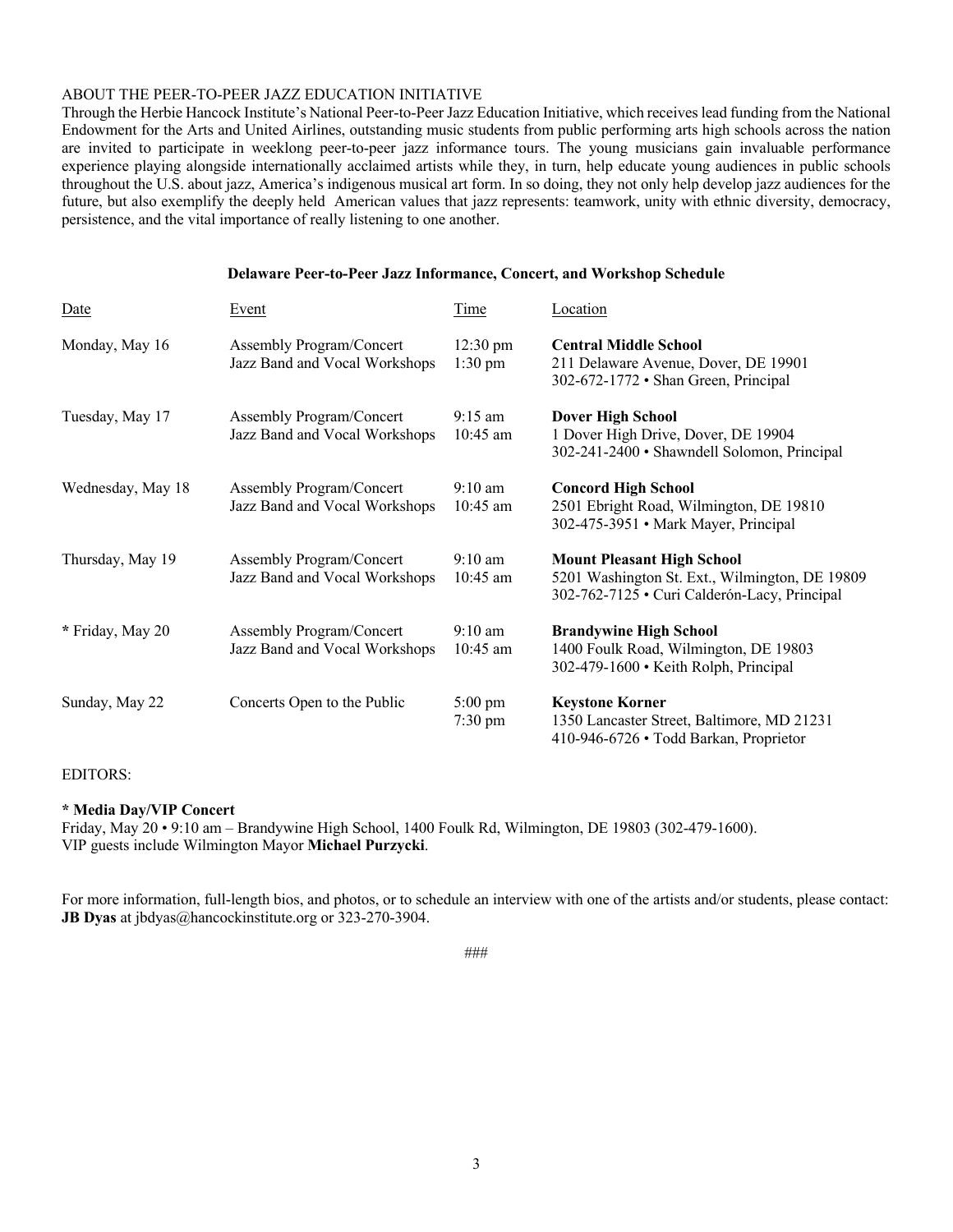ABOUT THE PEER-TO-PEER JAZZ EDUCATION INITIATIVE

Through the Herbie Hancock Institute's National Peer-to-Peer Jazz Education Initiative, which receives lead funding from the National Endowment for the Arts and United Airlines, outstanding music students from public performing arts high schools across the nation are invited to participate in weeklong peer-to-peer jazz informance tours. The young musicians gain invaluable performance experience playing alongside internationally acclaimed artists while they, in turn, help educate young audiences in public schools throughout the U.S. about jazz, America's indigenous musical art form. In so doing, they not only help develop jazz audiences for the future, but also exemplify the deeply held American values that jazz represents: teamwork, unity with ethnic diversity, democracy, persistence, and the vital importance of really listening to one another.

**Delaware Peer-to-Peer Jazz Informance, Concert, and Workshop Schedule**

| Date | Event | Time | Location |
|---|---|---|---|
| Monday, May 16 | Assembly Program/Concert<br>Jazz Band and Vocal Workshops | 12:30 pm<br>1:30 pm | **Central Middle School**<br>211 Delaware Avenue, Dover, DE 19901<br>302-672-1772 • Shan Green, Principal |
| Tuesday, May 17 | Assembly Program/Concert<br>Jazz Band and Vocal Workshops | 9:15 am<br>10:45 am | **Dover High School**<br>1 Dover High Drive, Dover, DE 19904<br>302-241-2400 • Shawndell Solomon, Principal |
| Wednesday, May 18 | Assembly Program/Concert<br>Jazz Band and Vocal Workshops | 9:10 am<br>10:45 am | **Concord High School**<br>2501 Ebright Road, Wilmington, DE 19810<br>302-475-3951 • Mark Mayer, Principal |
| Thursday, May 19 | Assembly Program/Concert<br>Jazz Band and Vocal Workshops | 9:10 am<br>10:45 am | **Mount Pleasant High School**<br>5201 Washington St. Ext., Wilmington, DE 19809<br>302-762-7125 • Curi Calderón-Lacy, Principal |
| * Friday, May 20 | Assembly Program/Concert<br>Jazz Band and Vocal Workshops | 9:10 am<br>10:45 am | **Brandywine High School**<br>1400 Foulk Road, Wilmington, DE 19803<br>302-479-1600 • Keith Rolph, Principal |
| Sunday, May 22 | Concerts Open to the Public | 5:00 pm<br>7:30 pm | **Keystone Korner**<br>1350 Lancaster Street, Baltimore, MD 21231<br>410-946-6726 • Todd Barkan, Proprietor |

EDITORS:

**\* Media Day/VIP Concert**
Friday, May 20 • 9:10 am – Brandywine High School, 1400 Foulk Rd, Wilmington, DE 19803 (302-479-1600).
VIP guests include Wilmington Mayor **Michael Purzycki**.

For more information, full-length bios, and photos, or to schedule an interview with one of the artists and/or students, please contact: **JB Dyas** at jbdyas@hancockinstitute.org or 323-270-3904.

###